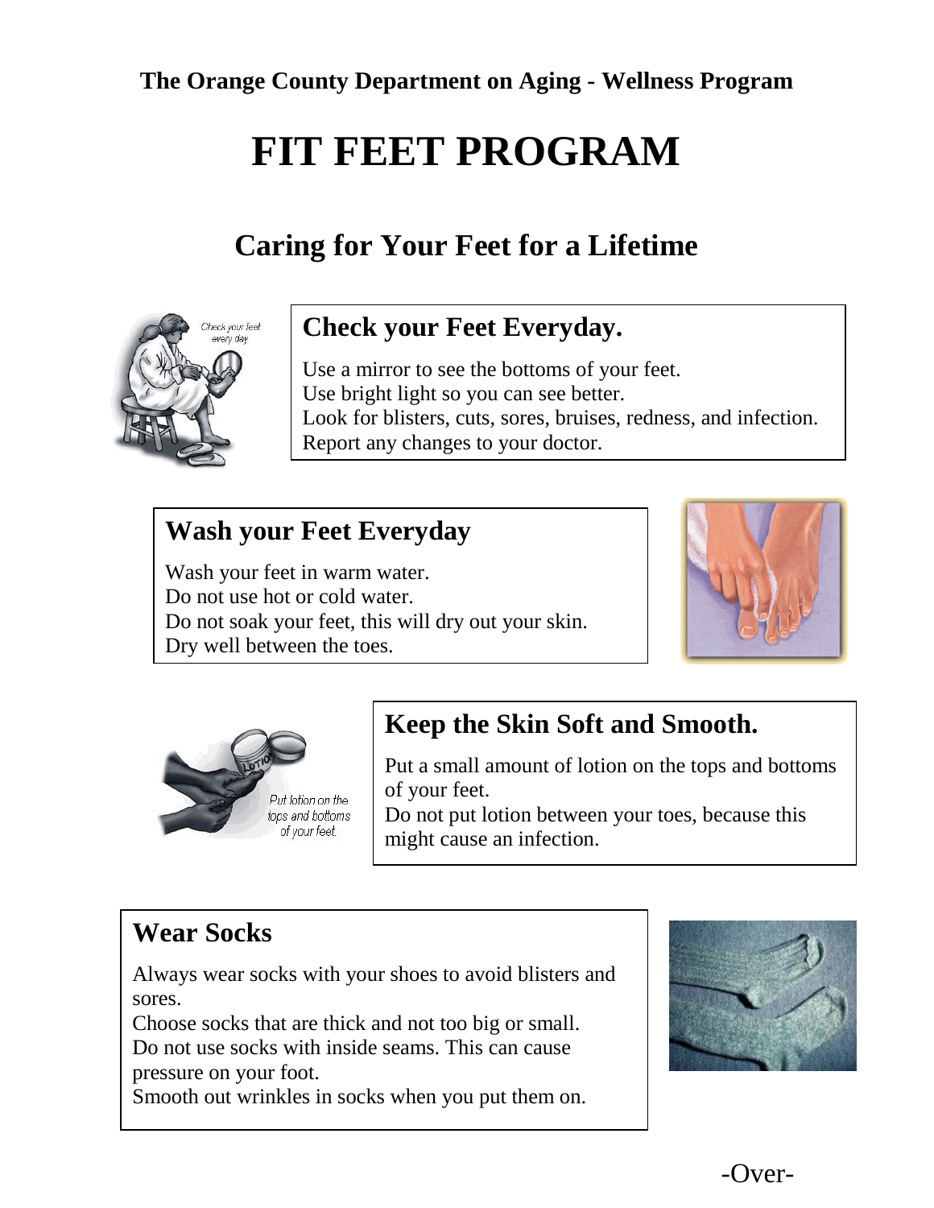**The Orange County Department on Aging - Wellness Program**

# FIT FEET PROGRAM

## Caring for Your Feet for a Lifetime

### Check your Feet Everyday.

Use a mirror to see the bottoms of your feet.
Use bright light so you can see better.
Look for blisters, cuts, sores, bruises, redness, and infection.
Report any changes to your doctor.

### Wash your Feet Everyday

Wash your feet in warm water.
Do not use hot or cold water.
Do not soak your feet, this will dry out your skin.
Dry well between the toes.

### Keep the Skin Soft and Smooth.

Put a small amount of lotion on the tops and bottoms of your feet.
Do not put lotion between your toes, because this might cause an infection.

### Wear Socks

Always wear socks with your shoes to avoid blisters and sores.
Choose socks that are thick and not too big or small.
Do not use socks with inside seams. This can cause pressure on your foot.
Smooth out wrinkles in socks when you put them on.

-Over-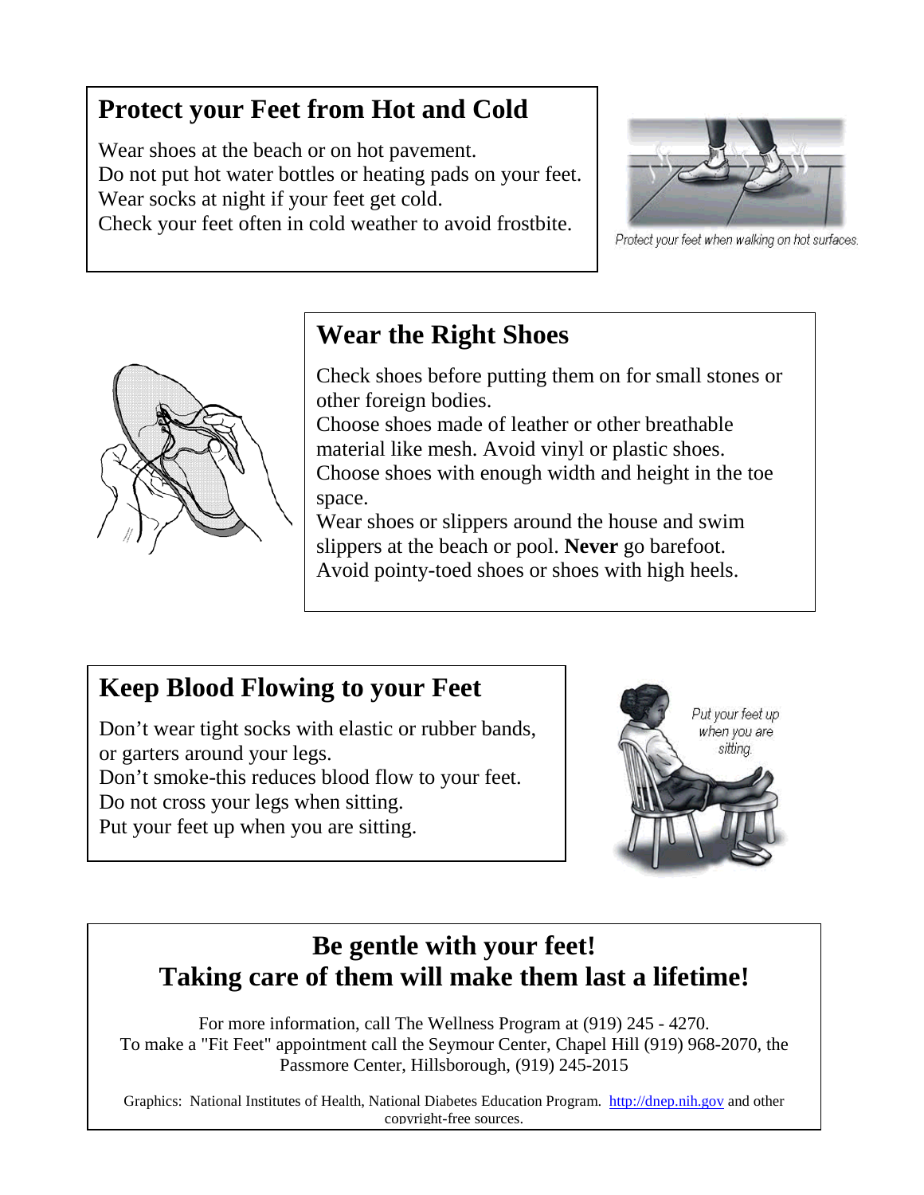## Protect your Feet from Hot and Cold

Wear shoes at the beach or on hot pavement.
Do not put hot water bottles or heating pads on your feet.
Wear socks at night if your feet get cold.
Check your feet often in cold weather to avoid frostbite.

*Protect your feet when walking on hot surfaces.*

## Wear the Right Shoes

Check shoes before putting them on for small stones or other foreign bodies.
Choose shoes made of leather or other breathable material like mesh. Avoid vinyl or plastic shoes.
Choose shoes with enough width and height in the toe space.
Wear shoes or slippers around the house and swim slippers at the beach or pool. **Never** go barefoot.
Avoid pointy-toed shoes or shoes with high heels.

## Keep Blood Flowing to your Feet

Don't wear tight socks with elastic or rubber bands, or garters around your legs.
Don't smoke-this reduces blood flow to your feet.
Do not cross your legs when sitting.
Put your feet up when you are sitting.

*Put your feet up when you are sitting.*

**Be gentle with your feet!**
**Taking care of them will make them last a lifetime!**

For more information, call The Wellness Program at (919) 245 - 4270.
To make a "Fit Feet" appointment call the Seymour Center, Chapel Hill (919) 968-2070, the Passmore Center, Hillsborough, (919) 245-2015

Graphics: National Institutes of Health, National Diabetes Education Program. http://dnep.nih.gov and other copyright-free sources.